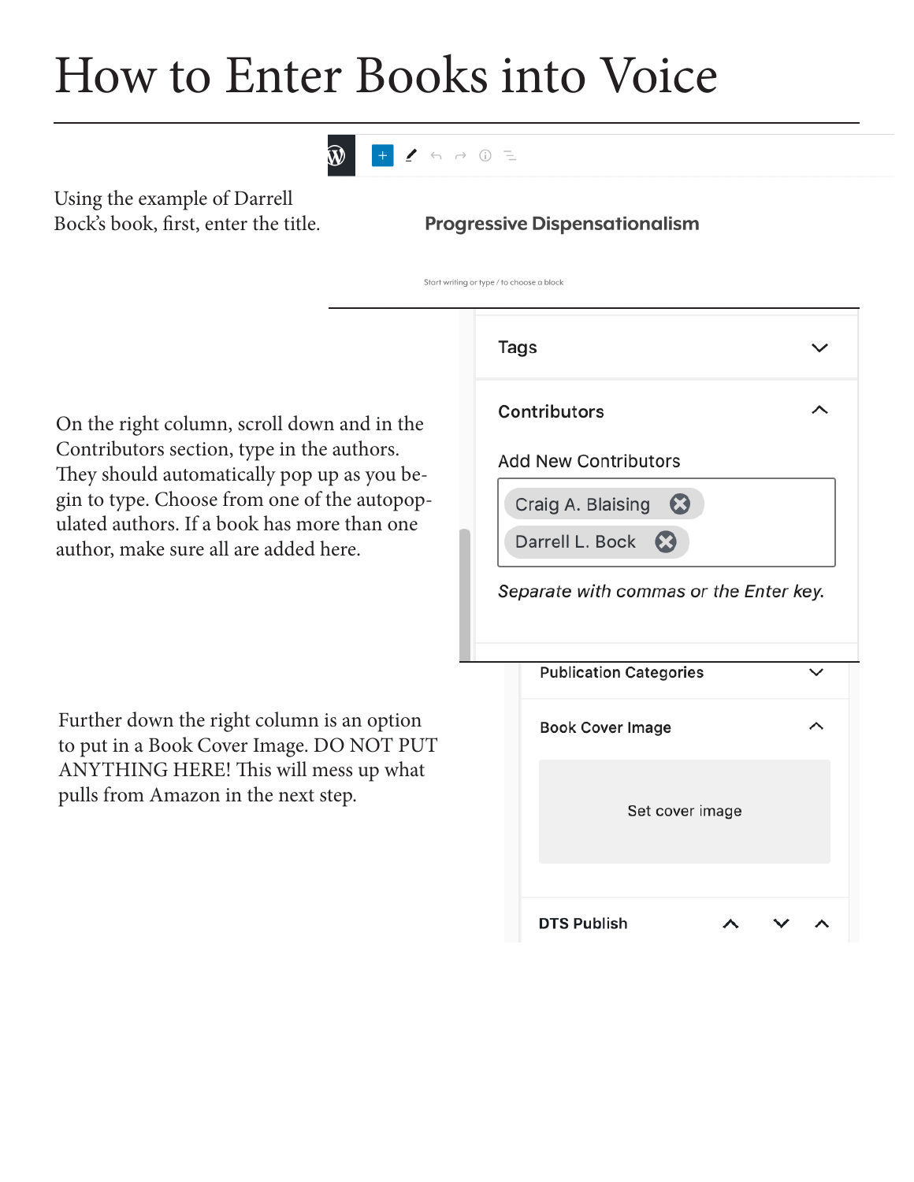# How to Enter Books into Voice

Using the example of Darrell Bock's book, first, enter the title.

Progressive Dispensationalism

Start writing or type / to choose a block

On the right column, scroll down and in the Contributors section, type in the authors. They should automatically pop up as you begin to type. Choose from one of the autopopulated authors. If a book has more than one author, make sure all are added here.

Tags

Contributors

Add New Contributors

Craig A. Blaising

Darrell L. Bock

*Separate with commas or the Enter key.*

Further down the right column is an option to put in a Book Cover Image. DO NOT PUT ANYTHING HERE! This will mess up what pulls from Amazon in the next step.

Publication Categories

Book Cover Image

Set cover image

DTS Publish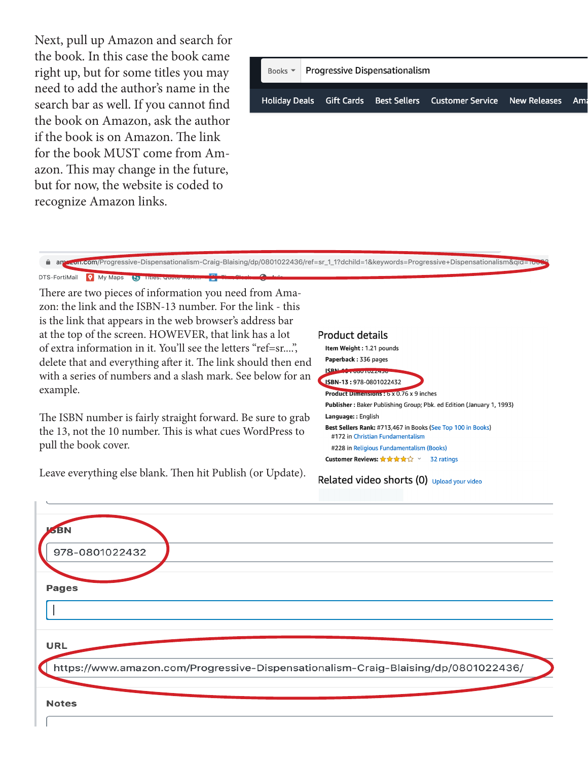Next, pull up Amazon and search for the book. In this case the book came right up, but for some titles you may need to add the author's name in the search bar as well. If you cannot find the book on Amazon, ask the author if the book is on Amazon. The link for the book MUST come from Amazon. This may change in the future, but for now, the website is coded to recognize Amazon links.

Books ▾ Progressive Dispensationalism

Holiday Deals Gift Cards Best Sellers Customer Service New Releases Ama

amazon.com/Progressive-Dispensationalism-Craig-Blaising/dp/0801022436/ref=sr_1_1?dchild=1&keywords=Progressive+Dispensationalism&qid=16062

There are two pieces of information you need from Amazon: the link and the ISBN-13 number. For the link - this is the link that appears in the web browser's address bar at the top of the screen. HOWEVER, that link has a lot of extra information in it. You'll see the letters "ref=sr....", delete that and everything after it. The link should then end with a series of numbers and a slash mark. See below for an example.

The ISBN number is fairly straight forward. Be sure to grab the 13, not the 10 number. This is what cues WordPress to pull the book cover.

Leave everything else blank. Then hit Publish (or Update).

Product details

**Item Weight :** 1.21 pounds
**Paperback :** 336 pages
**ISBN-10 :** 0801022436
**ISBN-13 :** 978-0801022432
**Product Dimensions :** 6 x 0.76 x 9 inches
**Publisher :** Baker Publishing Group; Pbk. ed Edition (January 1, 1993)
**Language: :** English
**Best Sellers Rank:** #713,467 in Books (See Top 100 in Books)
#172 in Christian Fundamentalism
#228 in Religious Fundamentalism (Books)
**Customer Reviews:** 32 ratings

Related video shorts (0) Upload your video

**ISBN**

978-0801022432

**Pages**

**URL**

https://www.amazon.com/Progressive-Dispensationalism-Craig-Blaising/dp/0801022436/

**Notes**